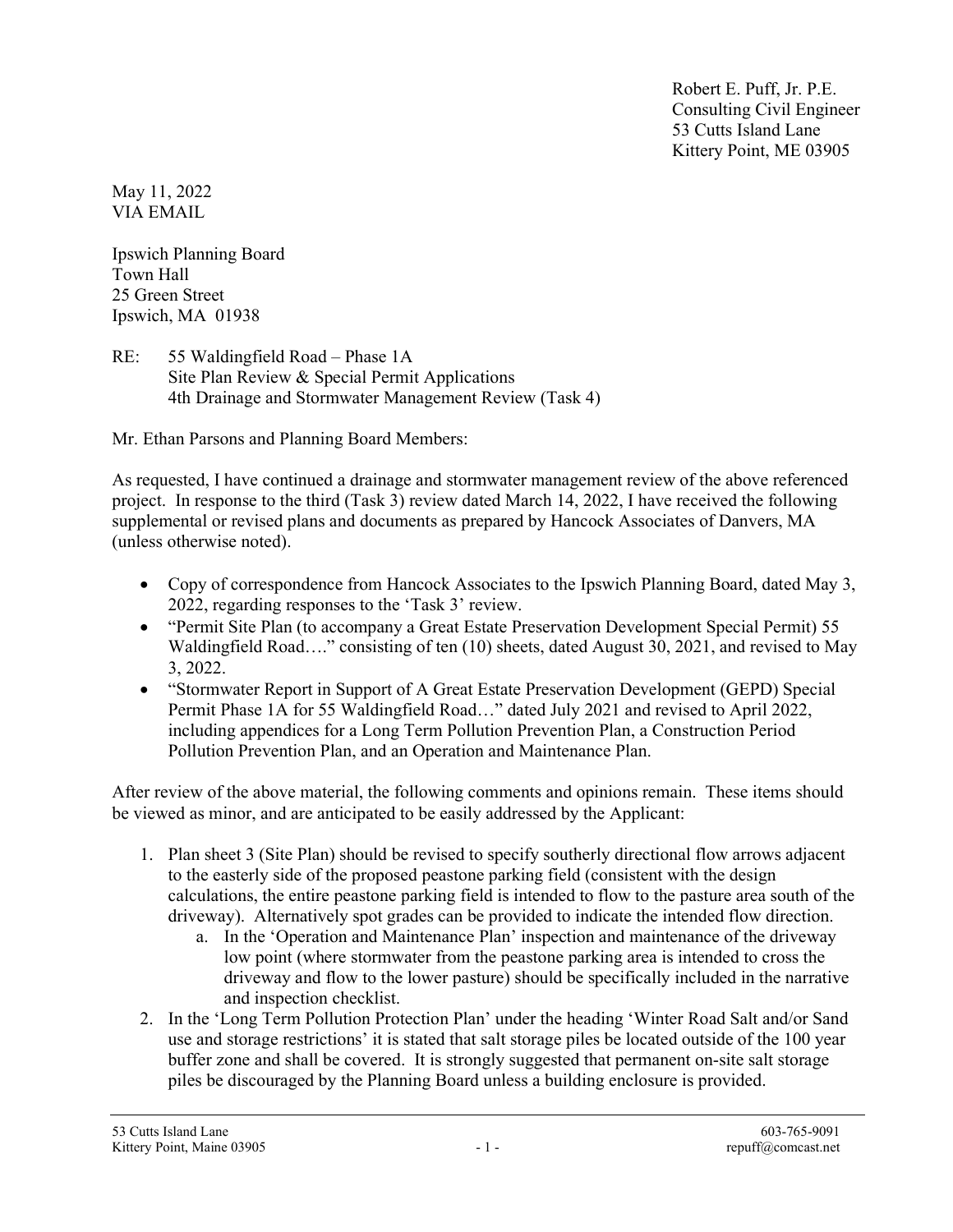Robert E. Puff, Jr. P.E.
Consulting Civil Engineer
53 Cutts Island Lane
Kittery Point, ME 03905

May 11, 2022
VIA EMAIL

Ipswich Planning Board
Town Hall
25 Green Street
Ipswich, MA 01938

RE: 55 Waldingfield Road – Phase 1A
Site Plan Review & Special Permit Applications
4th Drainage and Stormwater Management Review (Task 4)

Mr. Ethan Parsons and Planning Board Members:

As requested, I have continued a drainage and stormwater management review of the above referenced project. In response to the third (Task 3) review dated March 14, 2022, I have received the following supplemental or revised plans and documents as prepared by Hancock Associates of Danvers, MA (unless otherwise noted).

- Copy of correspondence from Hancock Associates to the Ipswich Planning Board, dated May 3, 2022, regarding responses to the 'Task 3' review.
- "Permit Site Plan (to accompany a Great Estate Preservation Development Special Permit) 55 Waldingfield Road…." consisting of ten (10) sheets, dated August 30, 2021, and revised to May 3, 2022.
- "Stormwater Report in Support of A Great Estate Preservation Development (GEPD) Special Permit Phase 1A for 55 Waldingfield Road…" dated July 2021 and revised to April 2022, including appendices for a Long Term Pollution Prevention Plan, a Construction Period Pollution Prevention Plan, and an Operation and Maintenance Plan.

After review of the above material, the following comments and opinions remain. These items should be viewed as minor, and are anticipated to be easily addressed by the Applicant:

1. Plan sheet 3 (Site Plan) should be revised to specify southerly directional flow arrows adjacent to the easterly side of the proposed peastone parking field (consistent with the design calculations, the entire peastone parking field is intended to flow to the pasture area south of the driveway). Alternatively spot grades can be provided to indicate the intended flow direction.
   a. In the 'Operation and Maintenance Plan' inspection and maintenance of the driveway low point (where stormwater from the peastone parking area is intended to cross the driveway and flow to the lower pasture) should be specifically included in the narrative and inspection checklist.
2. In the 'Long Term Pollution Protection Plan' under the heading 'Winter Road Salt and/or Sand use and storage restrictions' it is stated that salt storage piles be located outside of the 100 year buffer zone and shall be covered. It is strongly suggested that permanent on-site salt storage piles be discouraged by the Planning Board unless a building enclosure is provided.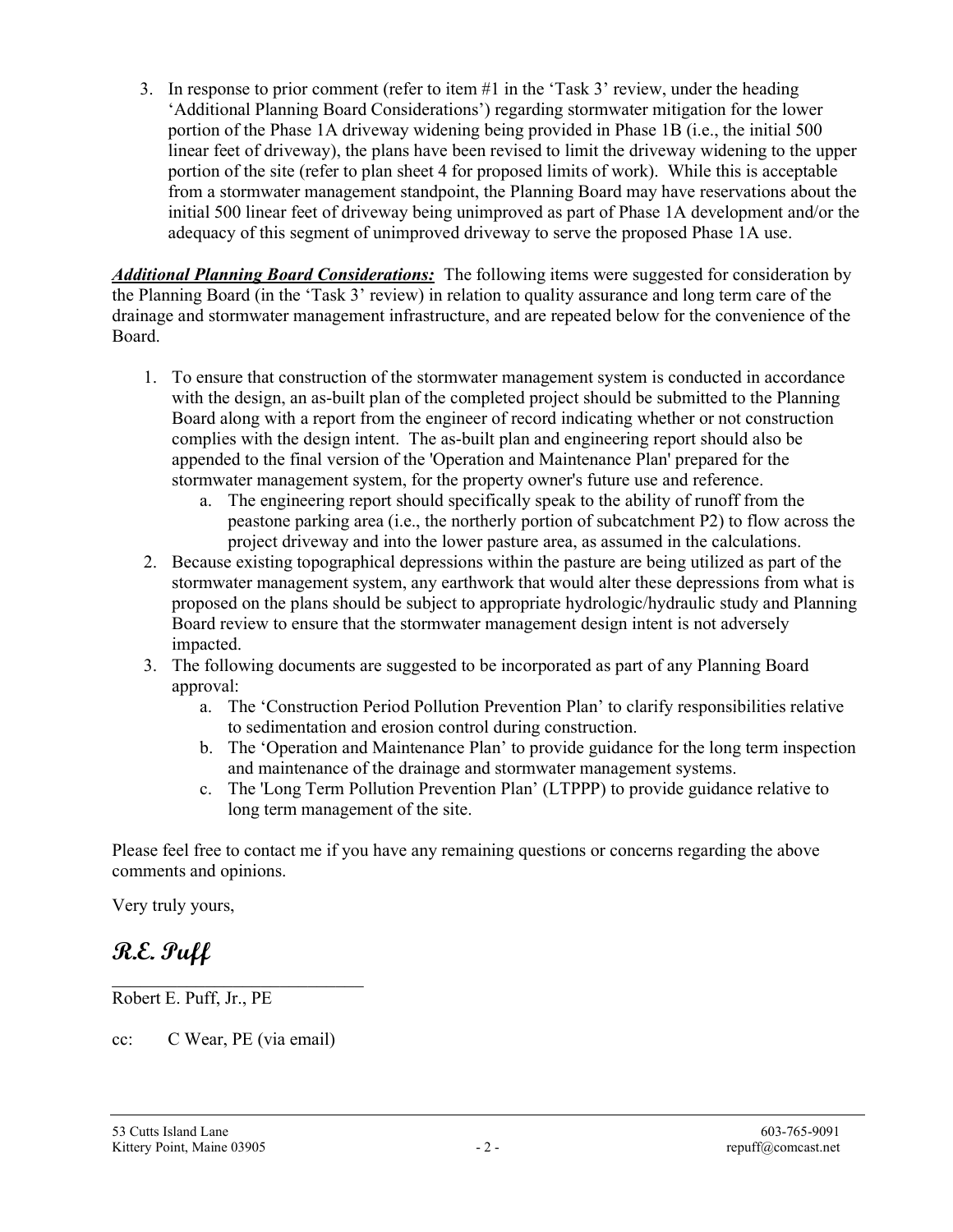3. In response to prior comment (refer to item #1 in the 'Task 3' review, under the heading 'Additional Planning Board Considerations') regarding stormwater mitigation for the lower portion of the Phase 1A driveway widening being provided in Phase 1B (i.e., the initial 500 linear feet of driveway), the plans have been revised to limit the driveway widening to the upper portion of the site (refer to plan sheet 4 for proposed limits of work). While this is acceptable from a stormwater management standpoint, the Planning Board may have reservations about the initial 500 linear feet of driveway being unimproved as part of Phase 1A development and/or the adequacy of this segment of unimproved driveway to serve the proposed Phase 1A use.

***Additional Planning Board Considerations:*** The following items were suggested for consideration by the Planning Board (in the 'Task 3' review) in relation to quality assurance and long term care of the drainage and stormwater management infrastructure, and are repeated below for the convenience of the Board.

1. To ensure that construction of the stormwater management system is conducted in accordance with the design, an as-built plan of the completed project should be submitted to the Planning Board along with a report from the engineer of record indicating whether or not construction complies with the design intent. The as-built plan and engineering report should also be appended to the final version of the 'Operation and Maintenance Plan' prepared for the stormwater management system, for the property owner's future use and reference.
    a. The engineering report should specifically speak to the ability of runoff from the peastone parking area (i.e., the northerly portion of subcatchment P2) to flow across the project driveway and into the lower pasture area, as assumed in the calculations.
2. Because existing topographical depressions within the pasture are being utilized as part of the stormwater management system, any earthwork that would alter these depressions from what is proposed on the plans should be subject to appropriate hydrologic/hydraulic study and Planning Board review to ensure that the stormwater management design intent is not adversely impacted.
3. The following documents are suggested to be incorporated as part of any Planning Board approval:
    a. The 'Construction Period Pollution Prevention Plan' to clarify responsibilities relative to sedimentation and erosion control during construction.
    b. The 'Operation and Maintenance Plan' to provide guidance for the long term inspection and maintenance of the drainage and stormwater management systems.
    c. The 'Long Term Pollution Prevention Plan' (LTPPP) to provide guidance relative to long term management of the site.

Please feel free to contact me if you have any remaining questions or concerns regarding the above comments and opinions.

Very truly yours,

*R.E. Puff*

Robert E. Puff, Jr., PE

cc: C Wear, PE (via email)

53 Cutts Island Lane
Kittery Point, Maine 03905

603-765-9091
repuff@comcast.net